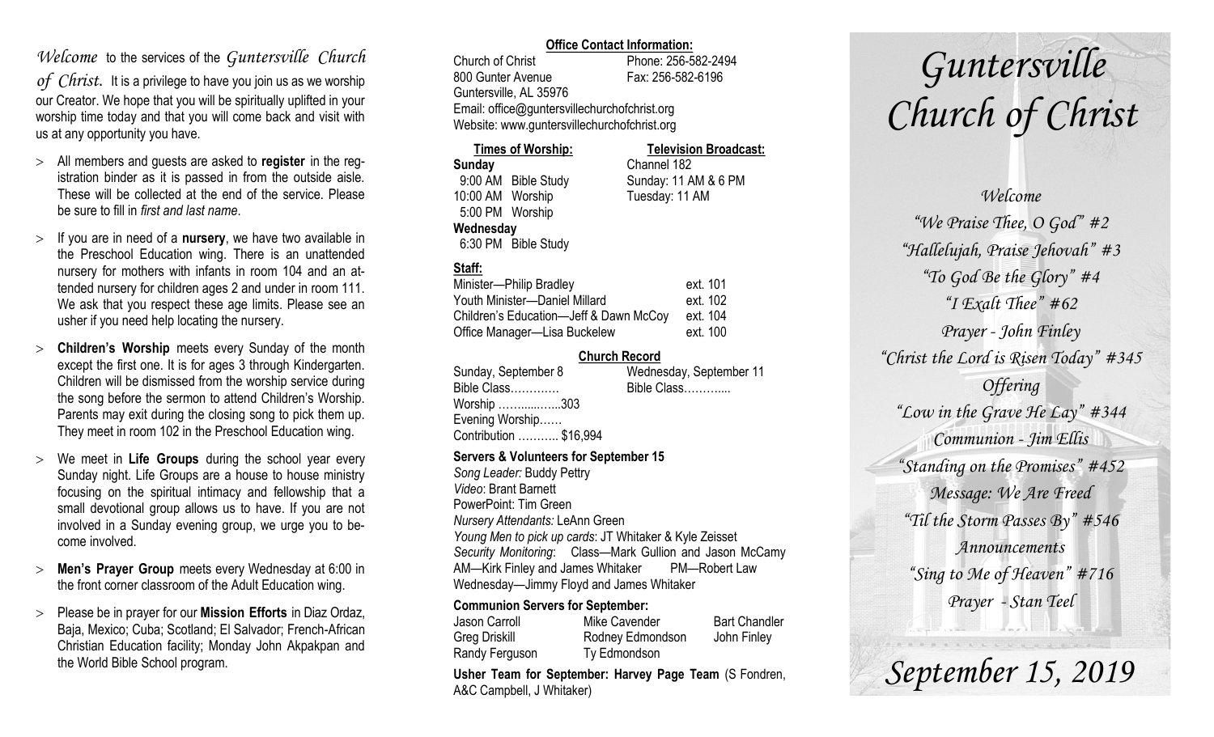*Welcome* to the services of the *Guntersville Church of Christ.* It is a privilege to have you join us as we worship our Creator. We hope that you will be spiritually uplifted in your worship time today and that you will come back and visit with us at any opportunity you have.

- All members and guests are asked to **register** in the registration binder as it is passed in from the outside aisle. These will be collected at the end of the service. Please be sure to fill in *first and last name*.
- If you are in need of a **nursery**, we have two available in the Preschool Education wing. There is an unattended nursery for mothers with infants in room 104 and an attended nursery for children ages 2 and under in room 111. We ask that you respect these age limits. Please see an usher if you need help locating the nursery.
- **Children's Worship** meets every Sunday of the month except the first one. It is for ages 3 through Kindergarten. Children will be dismissed from the worship service during the song before the sermon to attend Children's Worship. Parents may exit during the closing song to pick them up. They meet in room 102 in the Preschool Education wing.
- We meet in **Life Groups** during the school year every Sunday night. Life Groups are a house to house ministry focusing on the spiritual intimacy and fellowship that a small devotional group allows us to have. If you are not involved in a Sunday evening group, we urge you to become involved.
- **Men's Prayer Group** meets every Wednesday at 6:00 in the front corner classroom of the Adult Education wing.
- Please be in prayer for our **Mission Efforts** in Diaz Ordaz, Baja, Mexico; Cuba; Scotland; El Salvador; French-African Christian Education facility; Monday John Akpakpan and the World Bible School program.

**Office Contact Information:**

Church of Christ — Phone: 256-582-2494
800 Gunter Avenue — Fax: 256-582-6196
Guntersville, AL 35976
Email: office@guntersvillechurchofchrist.org
Website: www.guntersvillechurchofchrist.org

**Times of Worship:**

**Sunday**
9:00 AM Bible Study
10:00 AM Worship
5:00 PM Worship
**Wednesday**
6:30 PM Bible Study

**Television Broadcast:**

Channel 182
Sunday: 11 AM & 6 PM
Tuesday: 11 AM

**Staff:**

| | |
|---|---|
| Minister—Philip Bradley | ext. 101 |
| Youth Minister—Daniel Millard | ext. 102 |
| Children's Education—Jeff & Dawn McCoy | ext. 104 |
| Office Manager—Lisa Buckelew | ext. 100 |

**Church Record**

Sunday, September 8
Bible Class…………
Worship ……......…..303
Evening Worship……
Contribution ……….. $16,994

Wednesday, September 11
Bible Class………....

**Servers & Volunteers for September 15**

*Song Leader:* Buddy Pettry
*Video*: Brant Barnett
PowerPoint: Tim Green
*Nursery Attendants:* LeAnn Green
*Young Men to pick up cards*: JT Whitaker & Kyle Zeisset
*Security Monitoring*: Class—Mark Gullion and Jason McCamy
AM—Kirk Finley and James Whitaker PM—Robert Law
Wednesday—Jimmy Floyd and James Whitaker

**Communion Servers for September:**

| | | |
|---|---|---|
| Jason Carroll | Mike Cavender | Bart Chandler |
| Greg Driskill | Rodney Edmondson | John Finley |
| Randy Ferguson | Ty Edmondson | |

**Usher Team for September: Harvey Page Team** (S Fondren, A&C Campbell, J Whitaker)

# *Guntersville Church of Christ*

*Welcome*
*"We Praise Thee, O God" #2*
*"Hallelujah, Praise Jehovah" #3*
*"To God Be the Glory" #4*
*"I Exalt Thee" #62*
*Prayer - John Finley*
*"Christ the Lord is Risen Today" #345*
*Offering*
*"Low in the Grave He Lay" #344*
*Communion - Jim Ellis*
*"Standing on the Promises" #452*
*Message: We Are Freed*
*"Til the Storm Passes By" #546*
*Announcements*
*"Sing to Me of Heaven" #716*
*Prayer - Stan Teel*

## *September 15, 2019*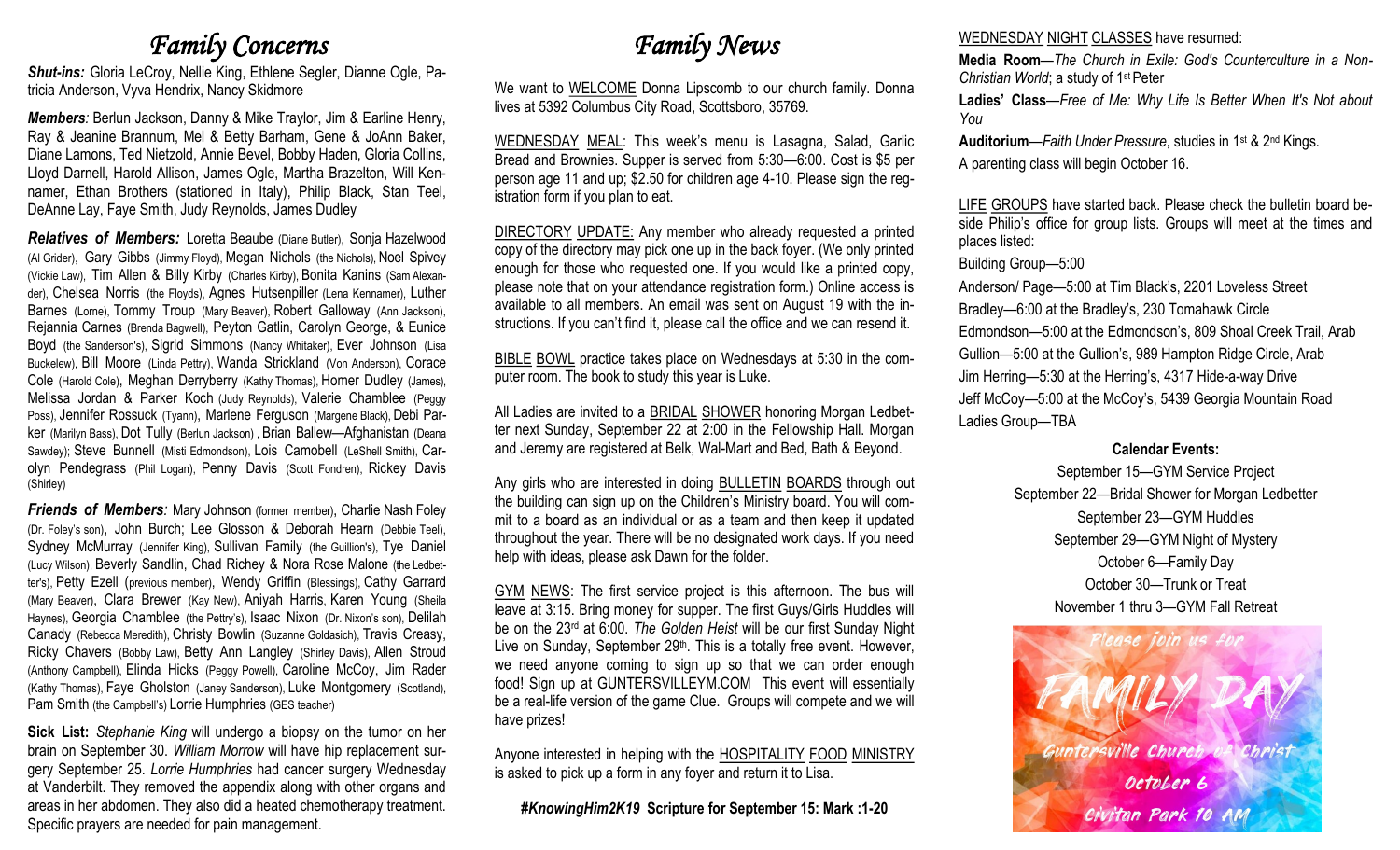# Family Concerns

***Shut-ins:*** Gloria LeCroy, Nellie King, Ethlene Segler, Dianne Ogle, Patricia Anderson, Vyva Hendrix, Nancy Skidmore

***Members:*** Berlun Jackson, Danny & Mike Traylor, Jim & Earline Henry, Ray & Jeanine Brannum, Mel & Betty Barham, Gene & JoAnn Baker, Diane Lamons, Ted Nietzold, Annie Bevel, Bobby Haden, Gloria Collins, Lloyd Darnell, Harold Allison, James Ogle, Martha Brazelton, Will Kennamer, Ethan Brothers (stationed in Italy), Philip Black, Stan Teel, DeAnne Lay, Faye Smith, Judy Reynolds, James Dudley

***Relatives of Members:*** Loretta Beaube (Diane Butler), Sonja Hazelwood (Al Grider), Gary Gibbs (Jimmy Floyd), Megan Nichols (the Nichols), Noel Spivey (Vickie Law), Tim Allen & Billy Kirby (Charles Kirby), Bonita Kanins (Sam Alexander), Chelsea Norris (the Floyds), Agnes Hutsenpiller (Lena Kennamer), Luther Barnes (Lorne), Tommy Troup (Mary Beaver), Robert Galloway (Ann Jackson), Rejannia Carnes (Brenda Bagwell), Peyton Gatlin, Carolyn George, & Eunice Boyd (the Sanderson's), Sigrid Simmons (Nancy Whitaker), Ever Johnson (Lisa Buckelew), Bill Moore (Linda Pettry), Wanda Strickland (Von Anderson), Corace Cole (Harold Cole), Meghan Derryberry (Kathy Thomas), Homer Dudley (James), Melissa Jordan & Parker Koch (Judy Reynolds), Valerie Chamblee (Peggy Poss), Jennifer Rossuck (Tyann), Marlene Ferguson (Margene Black), Debi Parker (Marilyn Bass), Dot Tully (Berlun Jackson), Brian Ballew—Afghanistan (Deana Sawdey); Steve Bunnell (Misti Edmondson), Lois Camobell (LeShell Smith), Carolyn Pendegrass (Phil Logan), Penny Davis (Scott Fondren), Rickey Davis (Shirley)

***Friends of Members:*** Mary Johnson (former member), Charlie Nash Foley (Dr. Foley's son), John Burch; Lee Glosson & Deborah Hearn (Debbie Teel), Sydney McMurray (Jennifer King), Sullivan Family (the Guillion's), Tye Daniel (Lucy Wilson), Beverly Sandlin, Chad Richey & Nora Rose Malone (the Ledbetter's), Petty Ezell (previous member), Wendy Griffin (Blessings), Cathy Garrard (Mary Beaver), Clara Brewer (Kay New), Aniyah Harris, Karen Young (Sheila Haynes), Georgia Chamblee (the Pettry's), Isaac Nixon (Dr. Nixon's son), Delilah Canady (Rebecca Meredith), Christy Bowlin (Suzanne Goldasich), Travis Creasy, Ricky Chavers (Bobby Law), Betty Ann Langley (Shirley Davis), Allen Stroud (Anthony Campbell), Elinda Hicks (Peggy Powell), Caroline McCoy, Jim Rader (Kathy Thomas), Faye Gholston (Janey Sanderson), Luke Montgomery (Scotland), Pam Smith (the Campbell's) Lorrie Humphries (GES teacher)

**Sick List:** *Stephanie King* will undergo a biopsy on the tumor on her brain on September 30. *William Morrow* will have hip replacement surgery September 25. *Lorrie Humphries* had cancer surgery Wednesday at Vanderbilt. They removed the appendix along with other organs and areas in her abdomen. They also did a heated chemotherapy treatment. Specific prayers are needed for pain management.

# Family News

We want to WELCOME Donna Lipscomb to our church family. Donna lives at 5392 Columbus City Road, Scottsboro, 35769.

WEDNESDAY MEAL: This week's menu is Lasagna, Salad, Garlic Bread and Brownies. Supper is served from 5:30—6:00. Cost is $5 per person age 11 and up; $2.50 for children age 4-10. Please sign the registration form if you plan to eat.

DIRECTORY UPDATE: Any member who already requested a printed copy of the directory may pick one up in the back foyer. (We only printed enough for those who requested one. If you would like a printed copy, please note that on your attendance registration form.) Online access is available to all members. An email was sent on August 19 with the instructions. If you can't find it, please call the office and we can resend it.

BIBLE BOWL practice takes place on Wednesdays at 5:30 in the computer room. The book to study this year is Luke.

All Ladies are invited to a BRIDAL SHOWER honoring Morgan Ledbetter next Sunday, September 22 at 2:00 in the Fellowship Hall. Morgan and Jeremy are registered at Belk, Wal-Mart and Bed, Bath & Beyond.

Any girls who are interested in doing BULLETIN BOARDS through out the building can sign up on the Children's Ministry board. You will commit to a board as an individual or as a team and then keep it updated throughout the year. There will be no designated work days. If you need help with ideas, please ask Dawn for the folder.

GYM NEWS: The first service project is this afternoon. The bus will leave at 3:15. Bring money for supper. The first Guys/Girls Huddles will be on the 23rd at 6:00. *The Golden Heist* will be our first Sunday Night Live on Sunday, September 29th. This is a totally free event. However, we need anyone coming to sign up so that we can order enough food! Sign up at GUNTERSVILLEYM.COM This event will essentially be a real-life version of the game Clue. Groups will compete and we will have prizes!

Anyone interested in helping with the HOSPITALITY FOOD MINISTRY is asked to pick up a form in any foyer and return it to Lisa.

***#KnowingHim2K19* Scripture for September 15: Mark :1-20**

WEDNESDAY NIGHT CLASSES have resumed:

**Media Room**—*The Church in Exile: God's Counterculture in a Non-Christian World*; a study of 1st Peter

**Ladies' Class**—*Free of Me: Why Life Is Better When It's Not about You*

**Auditorium**—*Faith Under Pressure*, studies in 1st & 2nd Kings.

A parenting class will begin October 16.

LIFE GROUPS have started back. Please check the bulletin board beside Philip's office for group lists. Groups will meet at the times and places listed:

Building Group—5:00

Anderson/ Page—5:00 at Tim Black's, 2201 Loveless Street

Bradley—6:00 at the Bradley's, 230 Tomahawk Circle

Edmondson—5:00 at the Edmondson's, 809 Shoal Creek Trail, Arab

Gullion—5:00 at the Gullion's, 989 Hampton Ridge Circle, Arab

Jim Herring—5:30 at the Herring's, 4317 Hide-a-way Drive

Jeff McCoy—5:00 at the McCoy's, 5439 Georgia Mountain Road

Ladies Group—TBA

### Calendar Events:

September 15—GYM Service Project
September 22—Bridal Shower for Morgan Ledbetter
September 23—GYM Huddles
September 29—GYM Night of Mystery
October 6—Family Day
October 30—Trunk or Treat
November 1 thru 3—GYM Fall Retreat

Please join us for
FAMILY DAY
Guntersville Church of Christ
October 6
Civitan Park 10 AM